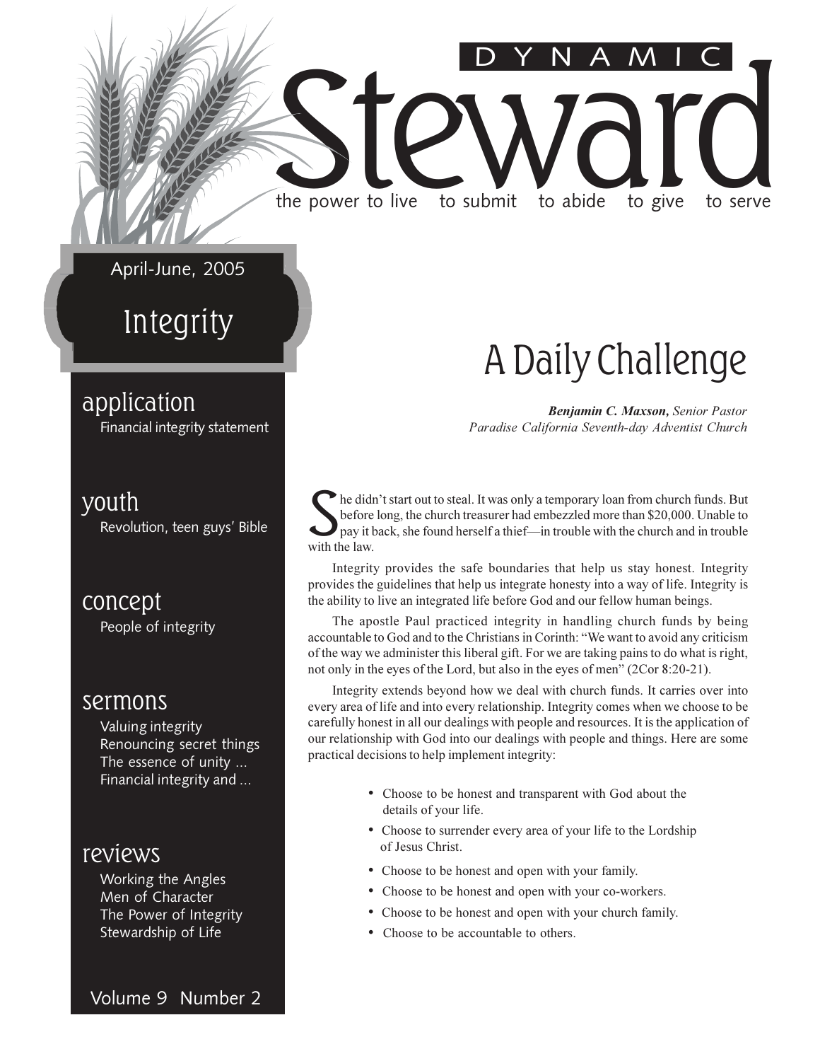# DYNAMIC Steward

the power to live to submit to abide to give to serve

April-June, 2005

Integrity

## application
Financial integrity statement

## youth
Revolution, teen guys' Bible

## concept
People of integrity

## sermons
Valuing integrity
Renouncing secret things
The essence of unity ...
Financial integrity and ...

## reviews
Working the Angles
Men of Character
The Power of Integrity
Stewardship of Life

Volume 9 Number 2

# A Daily Challenge

***Benjamin C. Maxson,*** *Senior Pastor*
*Paradise California Seventh-day Adventist Church*

She didn't start out to steal. It was only a temporary loan from church funds. But before long, the church treasurer had embezzled more than $20,000. Unable to pay it back, she found herself a thief—in trouble with the church and in trouble with the law.

Integrity provides the safe boundaries that help us stay honest. Integrity provides the guidelines that help us integrate honesty into a way of life. Integrity is the ability to live an integrated life before God and our fellow human beings.

The apostle Paul practiced integrity in handling church funds by being accountable to God and to the Christians in Corinth: "We want to avoid any criticism of the way we administer this liberal gift. For we are taking pains to do what is right, not only in the eyes of the Lord, but also in the eyes of men" (2Cor 8:20-21).

Integrity extends beyond how we deal with church funds. It carries over into every area of life and into every relationship. Integrity comes when we choose to be carefully honest in all our dealings with people and resources. It is the application of our relationship with God into our dealings with people and things. Here are some practical decisions to help implement integrity:

- Choose to be honest and transparent with God about the details of your life.
- Choose to surrender every area of your life to the Lordship of Jesus Christ.
- Choose to be honest and open with your family.
- Choose to be honest and open with your co-workers.
- Choose to be honest and open with your church family.
- Choose to be accountable to others.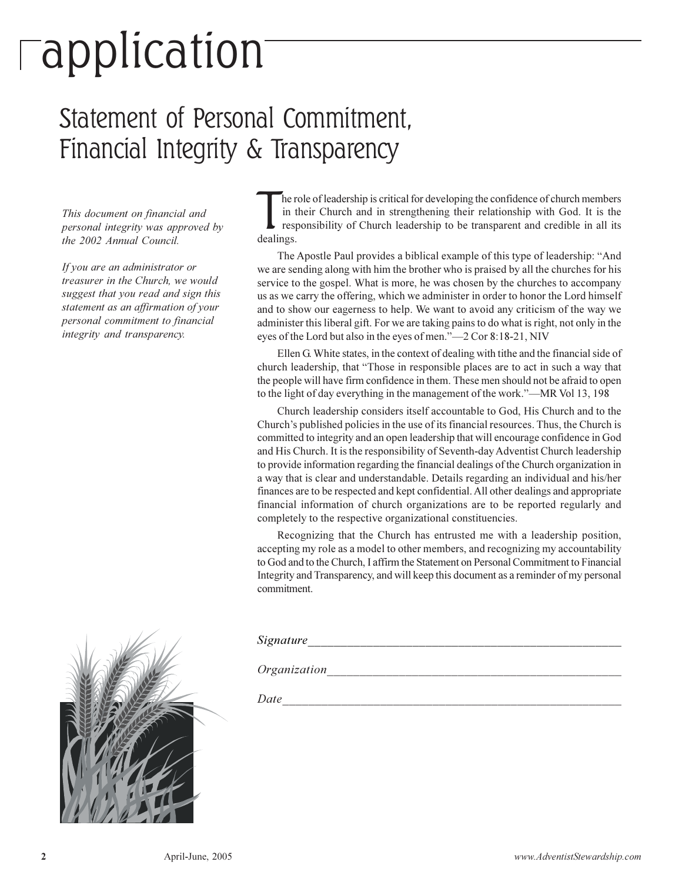# application

## Statement of Personal Commitment, Financial Integrity & Transparency

*This document on financial and personal integrity was approved by the 2002 Annual Council.*

*If you are an administrator or treasurer in the Church, we would suggest that you read and sign this statement as an affirmation of your personal commitment to financial integrity and transparency.*

The role of leadership is critical for developing the confidence of church members in their Church and in strengthening their relationship with God. It is the responsibility of Church leadership to be transparent and credible in all its dealings.

The Apostle Paul provides a biblical example of this type of leadership: "And we are sending along with him the brother who is praised by all the churches for his service to the gospel. What is more, he was chosen by the churches to accompany us as we carry the offering, which we administer in order to honor the Lord himself and to show our eagerness to help. We want to avoid any criticism of the way we administer this liberal gift. For we are taking pains to do what is right, not only in the eyes of the Lord but also in the eyes of men."—2 Cor 8:18-21, NIV

Ellen G. White states, in the context of dealing with tithe and the financial side of church leadership, that "Those in responsible places are to act in such a way that the people will have firm confidence in them. These men should not be afraid to open to the light of day everything in the management of the work."—MR Vol 13, 198

Church leadership considers itself accountable to God, His Church and to the Church's published policies in the use of its financial resources. Thus, the Church is committed to integrity and an open leadership that will encourage confidence in God and His Church. It is the responsibility of Seventh-day Adventist Church leadership to provide information regarding the financial dealings of the Church organization in a way that is clear and understandable. Details regarding an individual and his/her finances are to be respected and kept confidential. All other dealings and appropriate financial information of church organizations are to be reported regularly and completely to the respective organizational constituencies.

Recognizing that the Church has entrusted me with a leadership position, accepting my role as a model to other members, and recognizing my accountability to God and to the Church, I affirm the Statement on Personal Commitment to Financial Integrity and Transparency, and will keep this document as a reminder of my personal commitment.

*Signature*\_\_\_\_\_\_\_\_\_\_\_\_\_\_\_\_\_\_\_\_\_\_\_\_\_\_\_\_\_\_\_\_\_\_\_\_\_\_\_\_\_\_\_\_

*Organization*\_\_\_\_\_\_\_\_\_\_\_\_\_\_\_\_\_\_\_\_\_\_\_\_\_\_\_\_\_\_\_\_\_\_\_\_\_\_\_\_\_\_

*Date*\_\_\_\_\_\_\_\_\_\_\_\_\_\_\_\_\_\_\_\_\_\_\_\_\_\_\_\_\_\_\_\_\_\_\_\_\_\_\_\_\_\_\_\_\_\_\_\_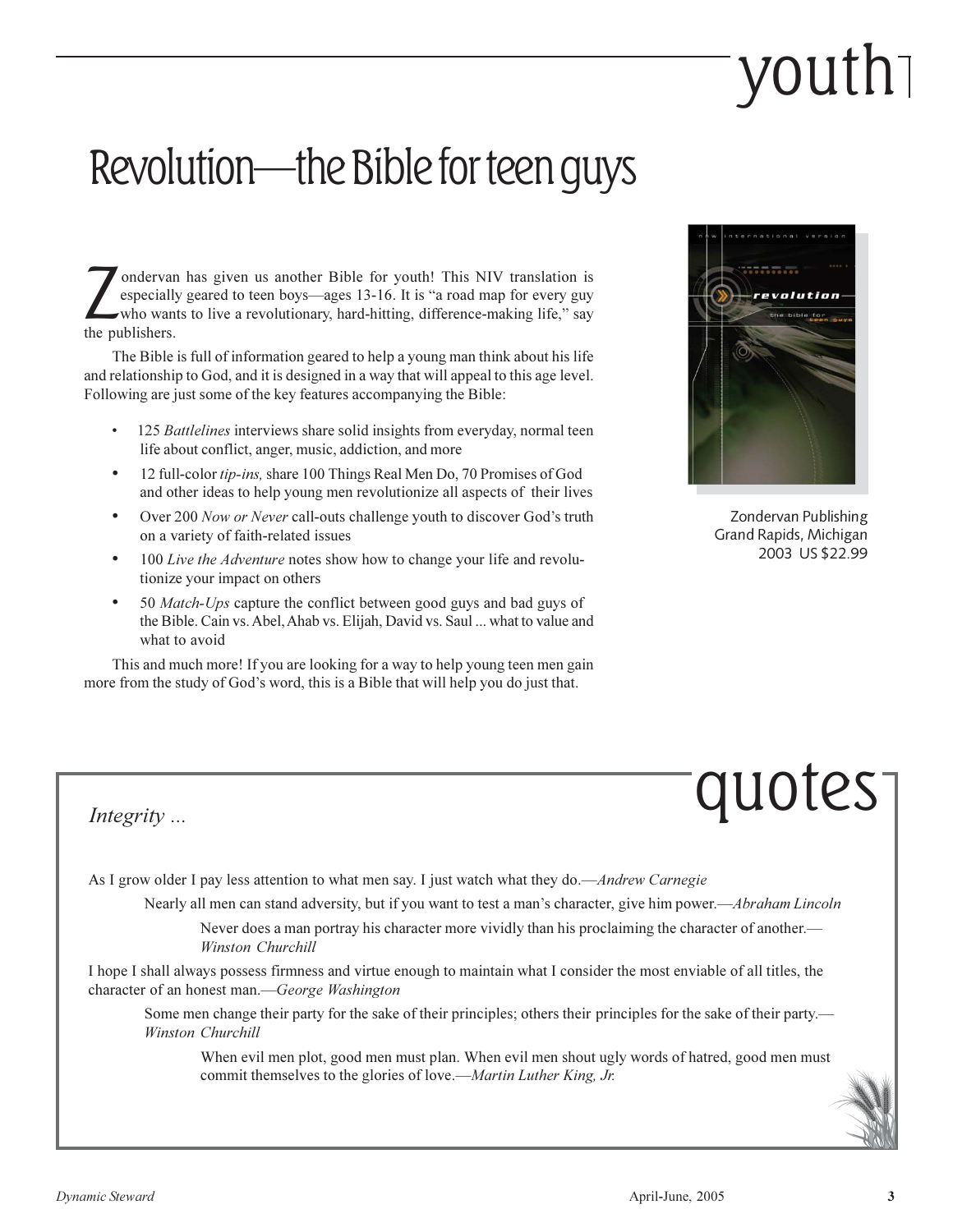# youth

## Revolution—the Bible for teen guys

Zondervan has given us another Bible for youth! This NIV translation is especially geared to teen boys—ages 13-16. It is "a road map for every guy who wants to live a revolutionary, hard-hitting, difference-making life," say the publishers.

The Bible is full of information geared to help a young man think about his life and relationship to God, and it is designed in a way that will appeal to this age level. Following are just some of the key features accompanying the Bible:

- 125 *Battlelines* interviews share solid insights from everyday, normal teen life about conflict, anger, music, addiction, and more
- 12 full-color *tip-ins,* share 100 Things Real Men Do, 70 Promises of God and other ideas to help young men revolutionize all aspects of their lives
- Over 200 *Now or Never* call-outs challenge youth to discover God's truth on a variety of faith-related issues
- 100 *Live the Adventure* notes show how to change your life and revolutionize your impact on others
- 50 *Match-Ups* capture the conflict between good guys and bad guys of the Bible. Cain vs. Abel, Ahab vs. Elijah, David vs. Saul ... what to value and what to avoid

This and much more! If you are looking for a way to help young teen men gain more from the study of God's word, this is a Bible that will help you do just that.

Zondervan Publishing
Grand Rapids, Michigan
2003 US $22.99

# quotes

*Integrity ...*

As I grow older I pay less attention to what men say. I just watch what they do.—*Andrew Carnegie*

Nearly all men can stand adversity, but if you want to test a man's character, give him power.—*Abraham Lincoln*

Never does a man portray his character more vividly than his proclaiming the character of another.—*Winston Churchill*

I hope I shall always possess firmness and virtue enough to maintain what I consider the most enviable of all titles, the character of an honest man.—*George Washington*

Some men change their party for the sake of their principles; others their principles for the sake of their party.—*Winston Churchill*

When evil men plot, good men must plan. When evil men shout ugly words of hatred, good men must commit themselves to the glories of love.—*Martin Luther King, Jr.*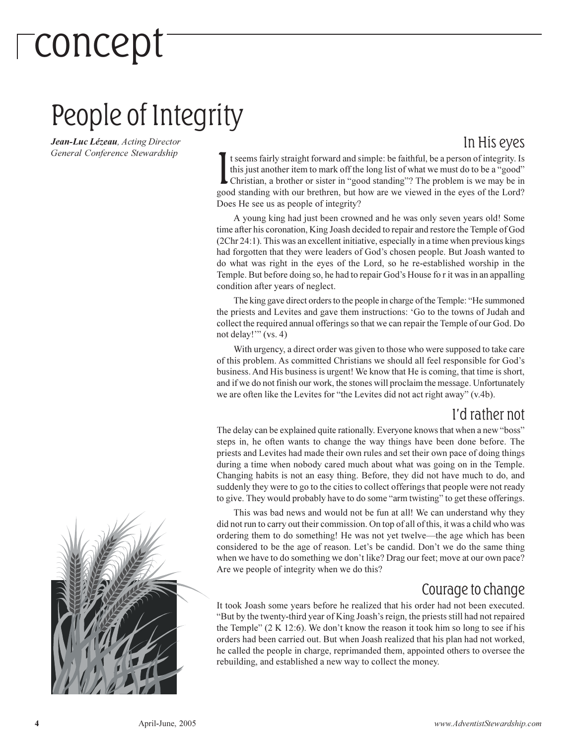# concept

## People of Integrity

***Jean-Luc Lézeau**, Acting Director*
*General Conference Stewardship*

### In His eyes

It seems fairly straight forward and simple: be faithful, be a person of integrity. Is this just another item to mark off the long list of what we must do to be a "good" Christian, a brother or sister in "good standing"? The problem is we may be in good standing with our brethren, but how are we viewed in the eyes of the Lord? Does He see us as people of integrity?

A young king had just been crowned and he was only seven years old! Some time after his coronation, King Joash decided to repair and restore the Temple of God (2Chr 24:1). This was an excellent initiative, especially in a time when previous kings had forgotten that they were leaders of God's chosen people. But Joash wanted to do what was right in the eyes of the Lord, so he re-established worship in the Temple. But before doing so, he had to repair God's House fo r it was in an appalling condition after years of neglect.

The king gave direct orders to the people in charge of the Temple: "He summoned the priests and Levites and gave them instructions: 'Go to the towns of Judah and collect the required annual offerings so that we can repair the Temple of our God. Do not delay!'" (vs. 4)

With urgency, a direct order was given to those who were supposed to take care of this problem. As committed Christians we should all feel responsible for God's business. And His business is urgent! We know that He is coming, that time is short, and if we do not finish our work, the stones will proclaim the message. Unfortunately we are often like the Levites for "the Levites did not act right away" (v.4b).

### I'd rather not

The delay can be explained quite rationally. Everyone knows that when a new "boss" steps in, he often wants to change the way things have been done before. The priests and Levites had made their own rules and set their own pace of doing things during a time when nobody cared much about what was going on in the Temple. Changing habits is not an easy thing. Before, they did not have much to do, and suddenly they were to go to the cities to collect offerings that people were not ready to give. They would probably have to do some "arm twisting" to get these offerings.

This was bad news and would not be fun at all! We can understand why they did not run to carry out their commission. On top of all of this, it was a child who was ordering them to do something! He was not yet twelve—the age which has been considered to be the age of reason. Let's be candid. Don't we do the same thing when we have to do something we don't like? Drag our feet; move at our own pace? Are we people of integrity when we do this?

### Courage to change

It took Joash some years before he realized that his order had not been executed. "But by the twenty-third year of King Joash's reign, the priests still had not repaired the Temple" (2 K 12:6). We don't know the reason it took him so long to see if his orders had been carried out. But when Joash realized that his plan had not worked, he called the people in charge, reprimanded them, appointed others to oversee the rebuilding, and established a new way to collect the money.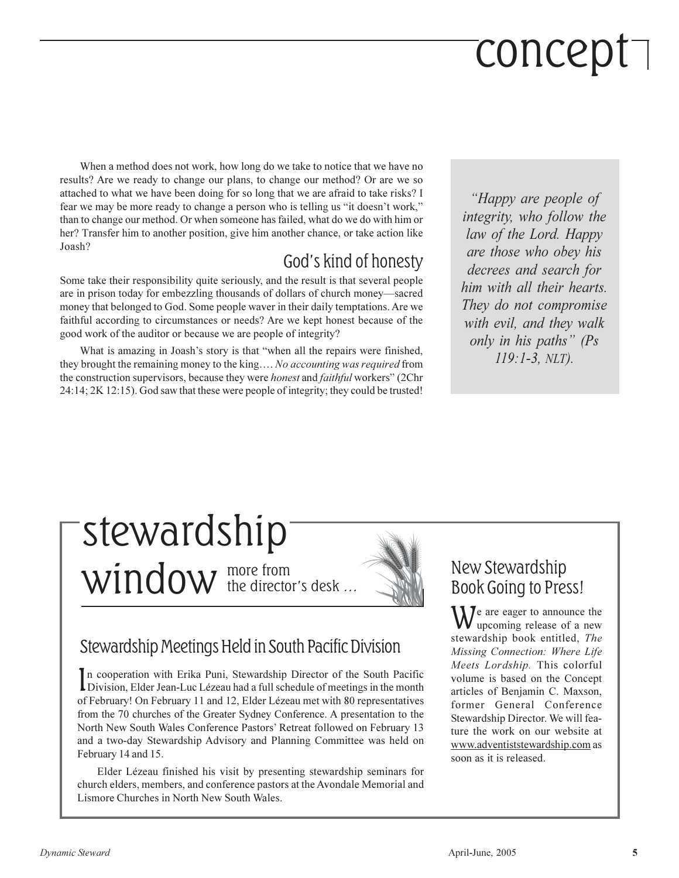# concept

When a method does not work, how long do we take to notice that we have no results? Are we ready to change our plans, to change our method? Or are we so attached to what we have been doing for so long that we are afraid to take risks? I fear we may be more ready to change a person who is telling us "it doesn't work," than to change our method. Or when someone has failed, what do we do with him or her? Transfer him to another position, give him another chance, or take action like Joash?

## God's kind of honesty

Some take their responsibility quite seriously, and the result is that several people are in prison today for embezzling thousands of dollars of church money—sacred money that belonged to God. Some people waver in their daily temptations. Are we faithful according to circumstances or needs? Are we kept honest because of the good work of the auditor or because we are people of integrity?

What is amazing in Joash's story is that "when all the repairs were finished, they brought the remaining money to the king…. *No accounting was required* from the construction supervisors, because they were *honest* and *faithful* workers" (2Chr 24:14; 2K 12:15). God saw that these were people of integrity; they could be trusted!

> *"Happy are people of integrity, who follow the law of the Lord. Happy are those who obey his decrees and search for him with all their hearts. They do not compromise with evil, and they walk only in his paths" (Ps 119:1-3, NLT).*

# stewardship window

more from the director's desk …

## Stewardship Meetings Held in South Pacific Division

In cooperation with Erika Puni, Stewardship Director of the South Pacific Division, Elder Jean-Luc Lézeau had a full schedule of meetings in the month of February! On February 11 and 12, Elder Lézeau met with 80 representatives from the 70 churches of the Greater Sydney Conference. A presentation to the North New South Wales Conference Pastors' Retreat followed on February 13 and a two-day Stewardship Advisory and Planning Committee was held on February 14 and 15.

Elder Lézeau finished his visit by presenting stewardship seminars for church elders, members, and conference pastors at the Avondale Memorial and Lismore Churches in North New South Wales.

## New Stewardship Book Going to Press!

We are eager to announce the upcoming release of a new stewardship book entitled, *The Missing Connection: Where Life Meets Lordship.* This colorful volume is based on the Concept articles of Benjamin C. Maxson, former General Conference Stewardship Director. We will feature the work on our website at www.adventiststewardship.com as soon as it is released.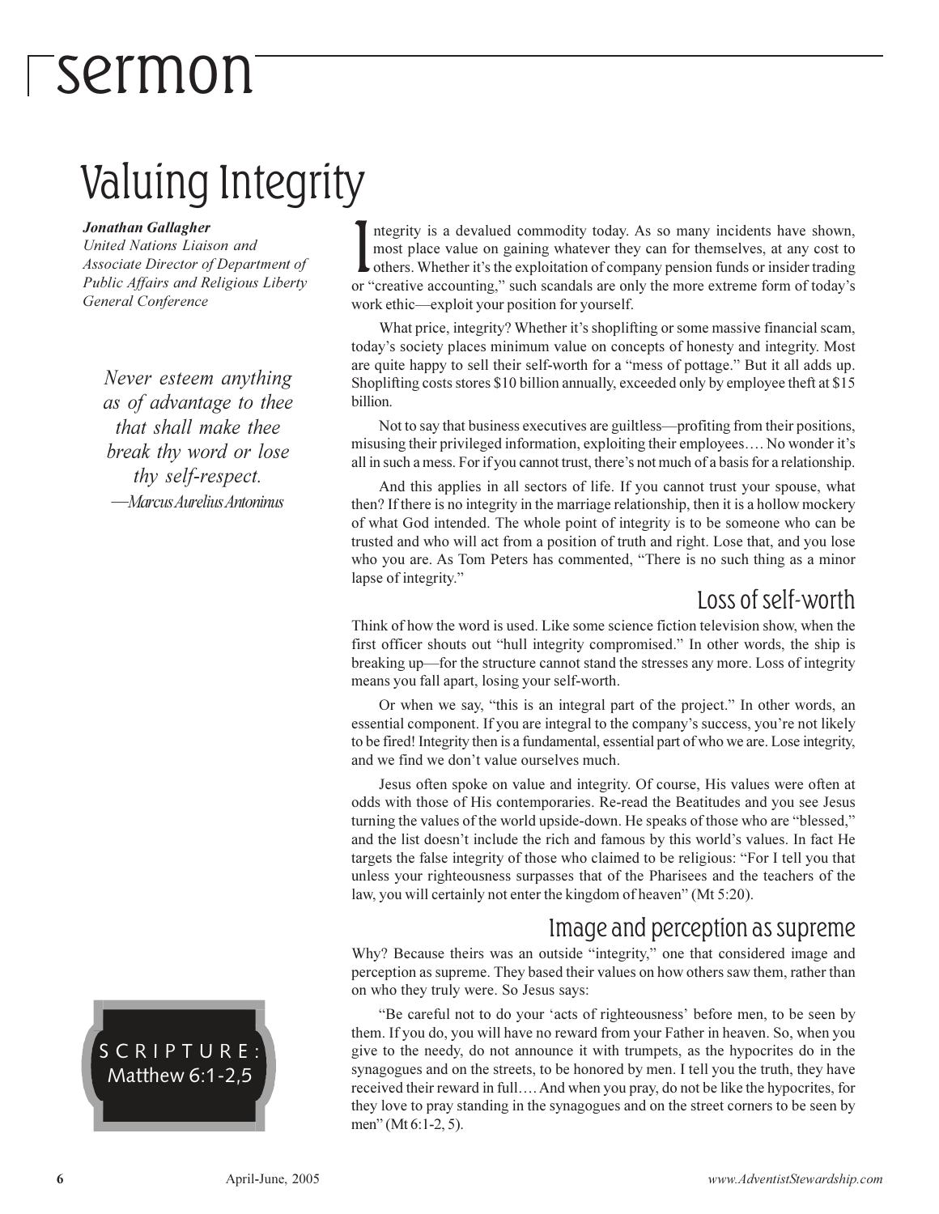# sermon

## Valuing Integrity

***Jonathan Gallagher***
*United Nations Liaison and Associate Director of Department of Public Affairs and Religious Liberty General Conference*

*Never esteem anything as of advantage to thee that shall make thee break thy word or lose thy self-respect.*
*—Marcus Aurelius Antoninus*

SCRIPTURE: Matthew 6:1-2,5

Integrity is a devalued commodity today. As so many incidents have shown, most place value on gaining whatever they can for themselves, at any cost to others. Whether it's the exploitation of company pension funds or insider trading or "creative accounting," such scandals are only the more extreme form of today's work ethic—exploit your position for yourself.

What price, integrity? Whether it's shoplifting or some massive financial scam, today's society places minimum value on concepts of honesty and integrity. Most are quite happy to sell their self-worth for a "mess of pottage." But it all adds up. Shoplifting costs stores $10 billion annually, exceeded only by employee theft at $15 billion.

Not to say that business executives are guiltless—profiting from their positions, misusing their privileged information, exploiting their employees…. No wonder it's all in such a mess. For if you cannot trust, there's not much of a basis for a relationship.

And this applies in all sectors of life. If you cannot trust your spouse, what then? If there is no integrity in the marriage relationship, then it is a hollow mockery of what God intended. The whole point of integrity is to be someone who can be trusted and who will act from a position of truth and right. Lose that, and you lose who you are. As Tom Peters has commented, "There is no such thing as a minor lapse of integrity."

### Loss of self-worth

Think of how the word is used. Like some science fiction television show, when the first officer shouts out "hull integrity compromised." In other words, the ship is breaking up—for the structure cannot stand the stresses any more. Loss of integrity means you fall apart, losing your self-worth.

Or when we say, "this is an integral part of the project." In other words, an essential component. If you are integral to the company's success, you're not likely to be fired! Integrity then is a fundamental, essential part of who we are. Lose integrity, and we find we don't value ourselves much.

Jesus often spoke on value and integrity. Of course, His values were often at odds with those of His contemporaries. Re-read the Beatitudes and you see Jesus turning the values of the world upside-down. He speaks of those who are "blessed," and the list doesn't include the rich and famous by this world's values. In fact He targets the false integrity of those who claimed to be religious: "For I tell you that unless your righteousness surpasses that of the Pharisees and the teachers of the law, you will certainly not enter the kingdom of heaven" (Mt 5:20).

### Image and perception as supreme

Why? Because theirs was an outside "integrity," one that considered image and perception as supreme. They based their values on how others saw them, rather than on who they truly were. So Jesus says:

"Be careful not to do your 'acts of righteousness' before men, to be seen by them. If you do, you will have no reward from your Father in heaven. So, when you give to the needy, do not announce it with trumpets, as the hypocrites do in the synagogues and on the streets, to be honored by men. I tell you the truth, they have received their reward in full…. And when you pray, do not be like the hypocrites, for they love to pray standing in the synagogues and on the street corners to be seen by men" (Mt 6:1-2, 5).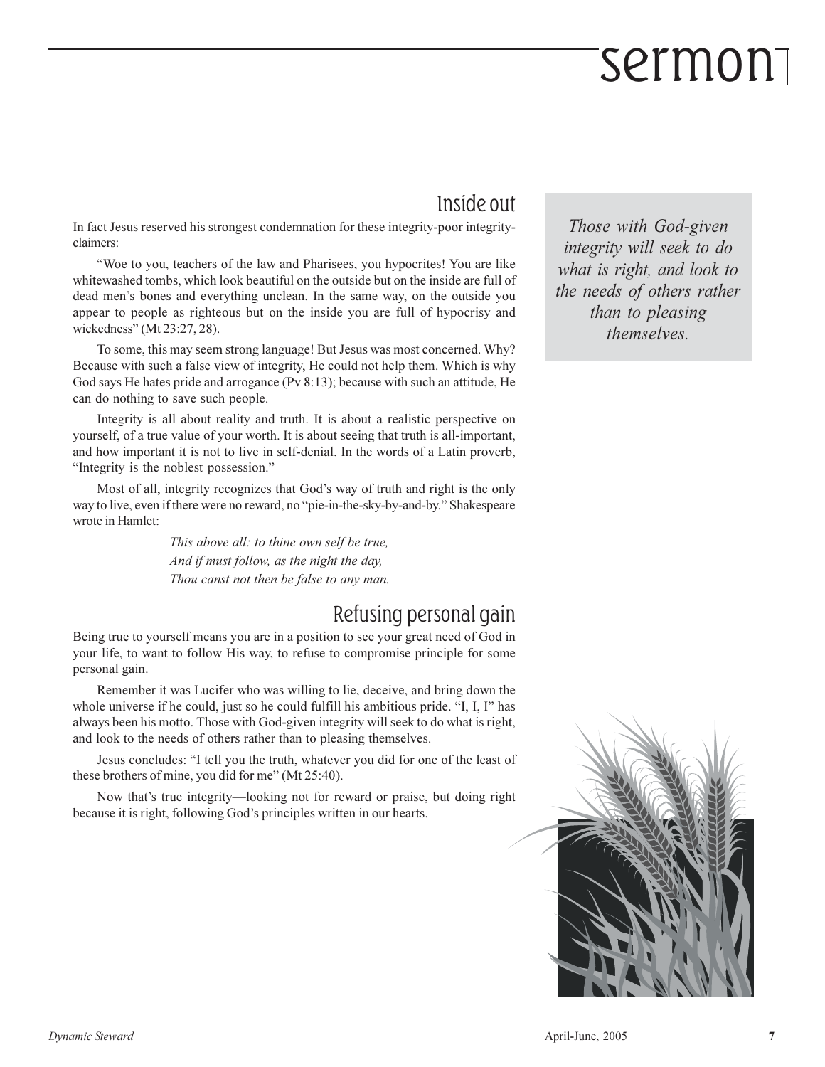## Inside out

In fact Jesus reserved his strongest condemnation for these integrity-poor integrity-claimers:

"Woe to you, teachers of the law and Pharisees, you hypocrites! You are like whitewashed tombs, which look beautiful on the outside but on the inside are full of dead men's bones and everything unclean. In the same way, on the outside you appear to people as righteous but on the inside you are full of hypocrisy and wickedness" (Mt 23:27, 28).

To some, this may seem strong language! But Jesus was most concerned. Why? Because with such a false view of integrity, He could not help them. Which is why God says He hates pride and arrogance (Pv 8:13); because with such an attitude, He can do nothing to save such people.

Integrity is all about reality and truth. It is about a realistic perspective on yourself, of a true value of your worth. It is about seeing that truth is all-important, and how important it is not to live in self-denial. In the words of a Latin proverb, "Integrity is the noblest possession."

Most of all, integrity recognizes that God's way of truth and right is the only way to live, even if there were no reward, no "pie-in-the-sky-by-and-by." Shakespeare wrote in Hamlet:

> *This above all: to thine own self be true,*
> *And if must follow, as the night the day,*
> *Thou canst not then be false to any man.*

## Refusing personal gain

Being true to yourself means you are in a position to see your great need of God in your life, to want to follow His way, to refuse to compromise principle for some personal gain.

Remember it was Lucifer who was willing to lie, deceive, and bring down the whole universe if he could, just so he could fulfill his ambitious pride. "I, I, I" has always been his motto. Those with God-given integrity will seek to do what is right, and look to the needs of others rather than to pleasing themselves.

Jesus concludes: "I tell you the truth, whatever you did for one of the least of these brothers of mine, you did for me" (Mt 25:40).

Now that's true integrity—looking not for reward or praise, but doing right because it is right, following God's principles written in our hearts.

> *Those with God-given integrity will seek to do what is right, and look to the needs of others rather than to pleasing themselves.*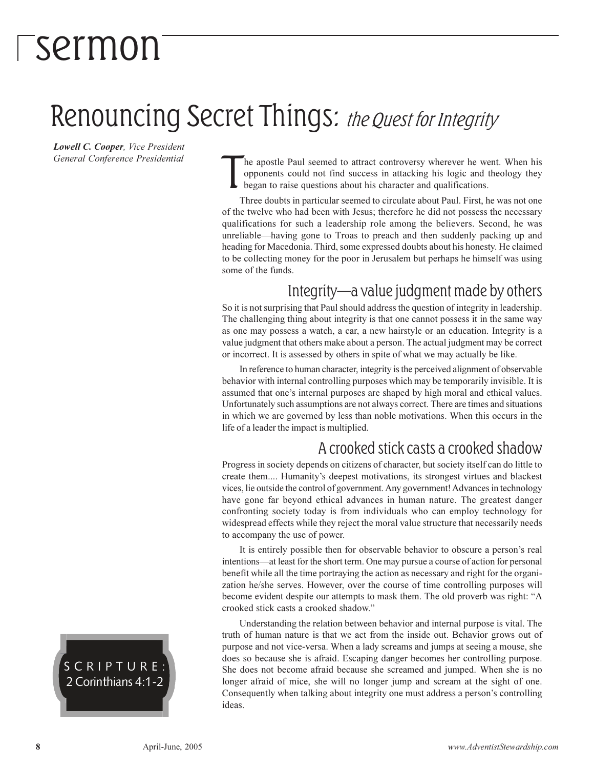# sermon

## Renouncing Secret Things: *the Quest for Integrity*

***Lowell C. Cooper**, Vice President*
*General Conference Presidential*

SCRIPTURE: 2 Corinthians 4:1-2

The apostle Paul seemed to attract controversy wherever he went. When his opponents could not find success in attacking his logic and theology they began to raise questions about his character and qualifications.

Three doubts in particular seemed to circulate about Paul. First, he was not one of the twelve who had been with Jesus; therefore he did not possess the necessary qualifications for such a leadership role among the believers. Second, he was unreliable—having gone to Troas to preach and then suddenly packing up and heading for Macedonia. Third, some expressed doubts about his honesty. He claimed to be collecting money for the poor in Jerusalem but perhaps he himself was using some of the funds.

### Integrity—a value judgment made by others

So it is not surprising that Paul should address the question of integrity in leadership. The challenging thing about integrity is that one cannot possess it in the same way as one may possess a watch, a car, a new hairstyle or an education. Integrity is a value judgment that others make about a person. The actual judgment may be correct or incorrect. It is assessed by others in spite of what we may actually be like.

In reference to human character, integrity is the perceived alignment of observable behavior with internal controlling purposes which may be temporarily invisible. It is assumed that one's internal purposes are shaped by high moral and ethical values. Unfortunately such assumptions are not always correct. There are times and situations in which we are governed by less than noble motivations. When this occurs in the life of a leader the impact is multiplied.

### A crooked stick casts a crooked shadow

Progress in society depends on citizens of character, but society itself can do little to create them.... Humanity's deepest motivations, its strongest virtues and blackest vices, lie outside the control of government. Any government! Advances in technology have gone far beyond ethical advances in human nature. The greatest danger confronting society today is from individuals who can employ technology for widespread effects while they reject the moral value structure that necessarily needs to accompany the use of power.

It is entirely possible then for observable behavior to obscure a person's real intentions—at least for the short term. One may pursue a course of action for personal benefit while all the time portraying the action as necessary and right for the organization he/she serves. However, over the course of time controlling purposes will become evident despite our attempts to mask them. The old proverb was right: "A crooked stick casts a crooked shadow."

Understanding the relation between behavior and internal purpose is vital. The truth of human nature is that we act from the inside out. Behavior grows out of purpose and not vice-versa. When a lady screams and jumps at seeing a mouse, she does so because she is afraid. Escaping danger becomes her controlling purpose. She does not become afraid because she screamed and jumped. When she is no longer afraid of mice, she will no longer jump and scream at the sight of one. Consequently when talking about integrity one must address a person's controlling ideas.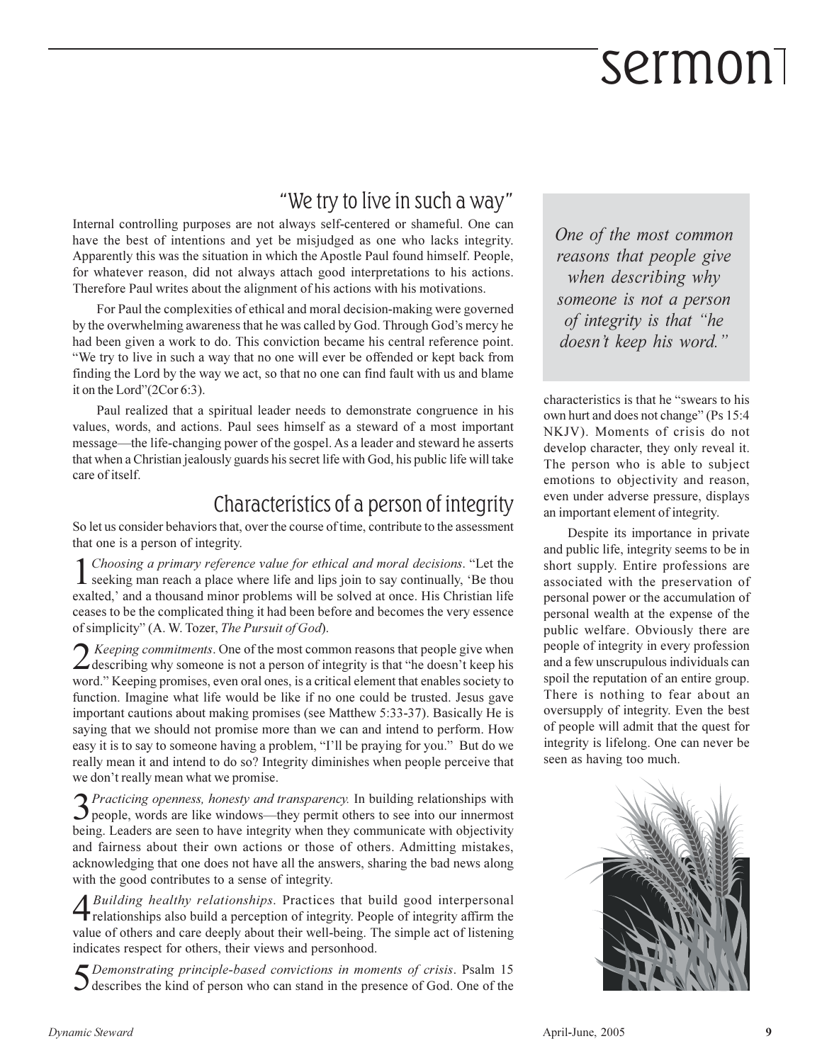## "We try to live in such a way"

Internal controlling purposes are not always self-centered or shameful. One can have the best of intentions and yet be misjudged as one who lacks integrity. Apparently this was the situation in which the Apostle Paul found himself. People, for whatever reason, did not always attach good interpretations to his actions. Therefore Paul writes about the alignment of his actions with his motivations.

For Paul the complexities of ethical and moral decision-making were governed by the overwhelming awareness that he was called by God. Through God's mercy he had been given a work to do. This conviction became his central reference point. "We try to live in such a way that no one will ever be offended or kept back from finding the Lord by the way we act, so that no one can find fault with us and blame it on the Lord"(2Cor 6:3).

Paul realized that a spiritual leader needs to demonstrate congruence in his values, words, and actions. Paul sees himself as a steward of a most important message—the life-changing power of the gospel. As a leader and steward he asserts that when a Christian jealously guards his secret life with God, his public life will take care of itself.

## Characteristics of a person of integrity

So let us consider behaviors that, over the course of time, contribute to the assessment that one is a person of integrity.

1 *Choosing a primary reference value for ethical and moral decisions*. "Let the seeking man reach a place where life and lips join to say continually, 'Be thou exalted,' and a thousand minor problems will be solved at once. His Christian life ceases to be the complicated thing it had been before and becomes the very essence of simplicity" (A. W. Tozer, *The Pursuit of God*).

2 *Keeping commitments*. One of the most common reasons that people give when describing why someone is not a person of integrity is that "he doesn't keep his word." Keeping promises, even oral ones, is a critical element that enables society to function. Imagine what life would be like if no one could be trusted. Jesus gave important cautions about making promises (see Matthew 5:33-37). Basically He is saying that we should not promise more than we can and intend to perform. How easy it is to say to someone having a problem, "I'll be praying for you." But do we really mean it and intend to do so? Integrity diminishes when people perceive that we don't really mean what we promise.

3 *Practicing openness, honesty and transparency.* In building relationships with people, words are like windows—they permit others to see into our innermost being. Leaders are seen to have integrity when they communicate with objectivity and fairness about their own actions or those of others. Admitting mistakes, acknowledging that one does not have all the answers, sharing the bad news along with the good contributes to a sense of integrity.

4 *Building healthy relationships*. Practices that build good interpersonal relationships also build a perception of integrity. People of integrity affirm the value of others and care deeply about their well-being. The simple act of listening indicates respect for others, their views and personhood.

5 *Demonstrating principle-based convictions in moments of crisis*. Psalm 15 describes the kind of person who can stand in the presence of God. One of the characteristics is that he "swears to his own hurt and does not change" (Ps 15:4 NKJV). Moments of crisis do not develop character, they only reveal it. The person who is able to subject emotions to objectivity and reason, even under adverse pressure, displays an important element of integrity.

> *One of the most common reasons that people give when describing why someone is not a person of integrity is that "he doesn't keep his word."*

Despite its importance in private and public life, integrity seems to be in short supply. Entire professions are associated with the preservation of personal power or the accumulation of personal wealth at the expense of the public welfare. Obviously there are people of integrity in every profession and a few unscrupulous individuals can spoil the reputation of an entire group. There is nothing to fear about an oversupply of integrity. Even the best of people will admit that the quest for integrity is lifelong. One can never be seen as having too much.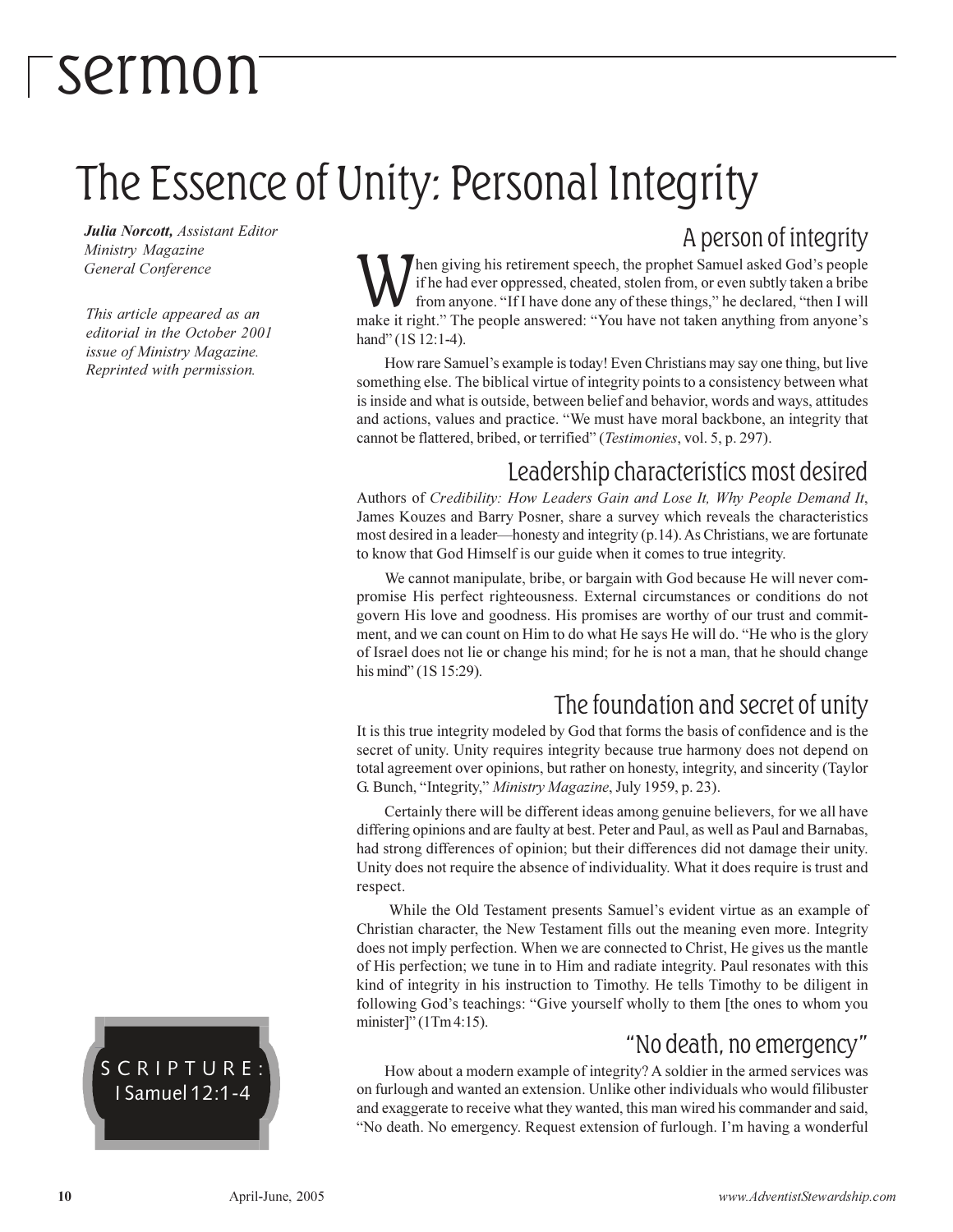# sermon

## The Essence of Unity: Personal Integrity

***Julia Norcott,*** *Assistant Editor*
*Ministry Magazine*
*General Conference*

*This article appeared as an editorial in the October 2001 issue of Ministry Magazine. Reprinted with permission.*

SCRIPTURE: I Samuel 12:1-4

### A person of integrity

When giving his retirement speech, the prophet Samuel asked God's people if he had ever oppressed, cheated, stolen from, or even subtly taken a bribe from anyone. "If I have done any of these things," he declared, "then I will make it right." The people answered: "You have not taken anything from anyone's hand" (1S 12:1-4).

How rare Samuel's example is today! Even Christians may say one thing, but live something else. The biblical virtue of integrity points to a consistency between what is inside and what is outside, between belief and behavior, words and ways, attitudes and actions, values and practice. "We must have moral backbone, an integrity that cannot be flattered, bribed, or terrified" (*Testimonies*, vol. 5, p. 297).

### Leadership characteristics most desired

Authors of *Credibility: How Leaders Gain and Lose It, Why People Demand It*, James Kouzes and Barry Posner, share a survey which reveals the characteristics most desired in a leader—honesty and integrity (p.14). As Christians, we are fortunate to know that God Himself is our guide when it comes to true integrity.

We cannot manipulate, bribe, or bargain with God because He will never compromise His perfect righteousness. External circumstances or conditions do not govern His love and goodness. His promises are worthy of our trust and commitment, and we can count on Him to do what He says He will do. "He who is the glory of Israel does not lie or change his mind; for he is not a man, that he should change his mind" (1S 15:29).

### The foundation and secret of unity

It is this true integrity modeled by God that forms the basis of confidence and is the secret of unity. Unity requires integrity because true harmony does not depend on total agreement over opinions, but rather on honesty, integrity, and sincerity (Taylor G. Bunch, "Integrity," *Ministry Magazine*, July 1959, p. 23).

Certainly there will be different ideas among genuine believers, for we all have differing opinions and are faulty at best. Peter and Paul, as well as Paul and Barnabas, had strong differences of opinion; but their differences did not damage their unity. Unity does not require the absence of individuality. What it does require is trust and respect.

While the Old Testament presents Samuel's evident virtue as an example of Christian character, the New Testament fills out the meaning even more. Integrity does not imply perfection. When we are connected to Christ, He gives us the mantle of His perfection; we tune in to Him and radiate integrity. Paul resonates with this kind of integrity in his instruction to Timothy. He tells Timothy to be diligent in following God's teachings: "Give yourself wholly to them [the ones to whom you minister]" (1Tm 4:15).

### "No death, no emergency"

How about a modern example of integrity? A soldier in the armed services was on furlough and wanted an extension. Unlike other individuals who would filibuster and exaggerate to receive what they wanted, this man wired his commander and said, "No death. No emergency. Request extension of furlough. I'm having a wonderful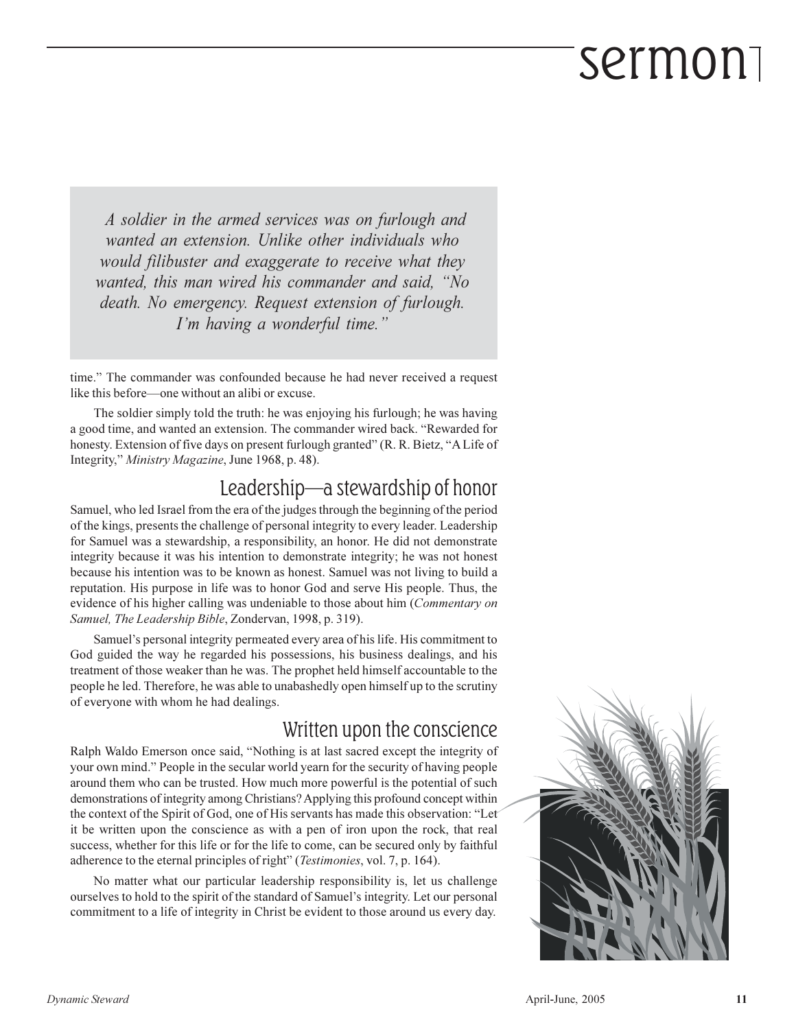> *A soldier in the armed services was on furlough and wanted an extension. Unlike other individuals who would filibuster and exaggerate to receive what they wanted, this man wired his commander and said, "No death. No emergency. Request extension of furlough. I'm having a wonderful time."*

time." The commander was confounded because he had never received a request like this before—one without an alibi or excuse.

The soldier simply told the truth: he was enjoying his furlough; he was having a good time, and wanted an extension. The commander wired back. "Rewarded for honesty. Extension of five days on present furlough granted" (R. R. Bietz, "A Life of Integrity," *Ministry Magazine*, June 1968, p. 48).

## Leadership—a stewardship of honor

Samuel, who led Israel from the era of the judges through the beginning of the period of the kings, presents the challenge of personal integrity to every leader. Leadership for Samuel was a stewardship, a responsibility, an honor. He did not demonstrate integrity because it was his intention to demonstrate integrity; he was not honest because his intention was to be known as honest. Samuel was not living to build a reputation. His purpose in life was to honor God and serve His people. Thus, the evidence of his higher calling was undeniable to those about him (*Commentary on Samuel, The Leadership Bible*, Zondervan, 1998, p. 319).

Samuel's personal integrity permeated every area of his life. His commitment to God guided the way he regarded his possessions, his business dealings, and his treatment of those weaker than he was. The prophet held himself accountable to the people he led. Therefore, he was able to unabashedly open himself up to the scrutiny of everyone with whom he had dealings.

## Written upon the conscience

Ralph Waldo Emerson once said, "Nothing is at last sacred except the integrity of your own mind." People in the secular world yearn for the security of having people around them who can be trusted. How much more powerful is the potential of such demonstrations of integrity among Christians? Applying this profound concept within the context of the Spirit of God, one of His servants has made this observation: "Let it be written upon the conscience as with a pen of iron upon the rock, that real success, whether for this life or for the life to come, can be secured only by faithful adherence to the eternal principles of right" (*Testimonies*, vol. 7, p. 164).

No matter what our particular leadership responsibility is, let us challenge ourselves to hold to the spirit of the standard of Samuel's integrity. Let our personal commitment to a life of integrity in Christ be evident to those around us every day.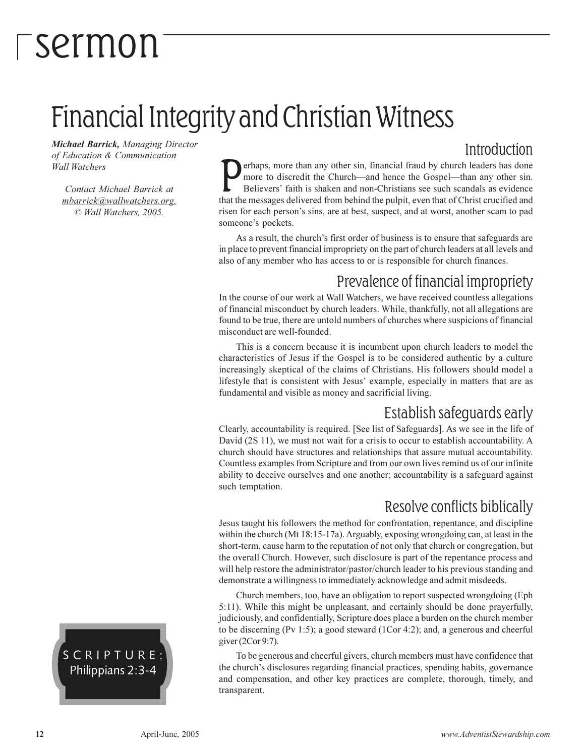# sermon

# Financial Integrity and Christian Witness

***Michael Barrick,*** *Managing Director of Education & Communication Wall Watchers*

*Contact Michael Barrick at [mbarrick@wallwatchers.org.](mailto:mbarrick@wallwatchers.org) © Wall Watchers, 2005.*

SCRIPTURE: Philippians 2:3-4

## Introduction

Perhaps, more than any other sin, financial fraud by church leaders has done more to discredit the Church—and hence the Gospel—than any other sin. Believers' faith is shaken and non-Christians see such scandals as evidence that the messages delivered from behind the pulpit, even that of Christ crucified and risen for each person's sins, are at best, suspect, and at worst, another scam to pad someone's pockets.

As a result, the church's first order of business is to ensure that safeguards are in place to prevent financial impropriety on the part of church leaders at all levels and also of any member who has access to or is responsible for church finances.

## Prevalence of financial impropriety

In the course of our work at Wall Watchers, we have received countless allegations of financial misconduct by church leaders. While, thankfully, not all allegations are found to be true, there are untold numbers of churches where suspicions of financial misconduct are well-founded.

This is a concern because it is incumbent upon church leaders to model the characteristics of Jesus if the Gospel is to be considered authentic by a culture increasingly skeptical of the claims of Christians. His followers should model a lifestyle that is consistent with Jesus' example, especially in matters that are as fundamental and visible as money and sacrificial living.

## Establish safeguards early

Clearly, accountability is required. [See list of Safeguards]. As we see in the life of David (2S 11), we must not wait for a crisis to occur to establish accountability. A church should have structures and relationships that assure mutual accountability. Countless examples from Scripture and from our own lives remind us of our infinite ability to deceive ourselves and one another; accountability is a safeguard against such temptation.

## Resolve conflicts biblically

Jesus taught his followers the method for confrontation, repentance, and discipline within the church (Mt 18:15-17a). Arguably, exposing wrongdoing can, at least in the short-term, cause harm to the reputation of not only that church or congregation, but the overall Church. However, such disclosure is part of the repentance process and will help restore the administrator/pastor/church leader to his previous standing and demonstrate a willingness to immediately acknowledge and admit misdeeds.

Church members, too, have an obligation to report suspected wrongdoing (Eph 5:11). While this might be unpleasant, and certainly should be done prayerfully, judiciously, and confidentially, Scripture does place a burden on the church member to be discerning (Pv 1:5); a good steward (1Cor 4:2); and, a generous and cheerful giver (2Cor 9:7).

To be generous and cheerful givers, church members must have confidence that the church's disclosures regarding financial practices, spending habits, governance and compensation, and other key practices are complete, thorough, timely, and transparent.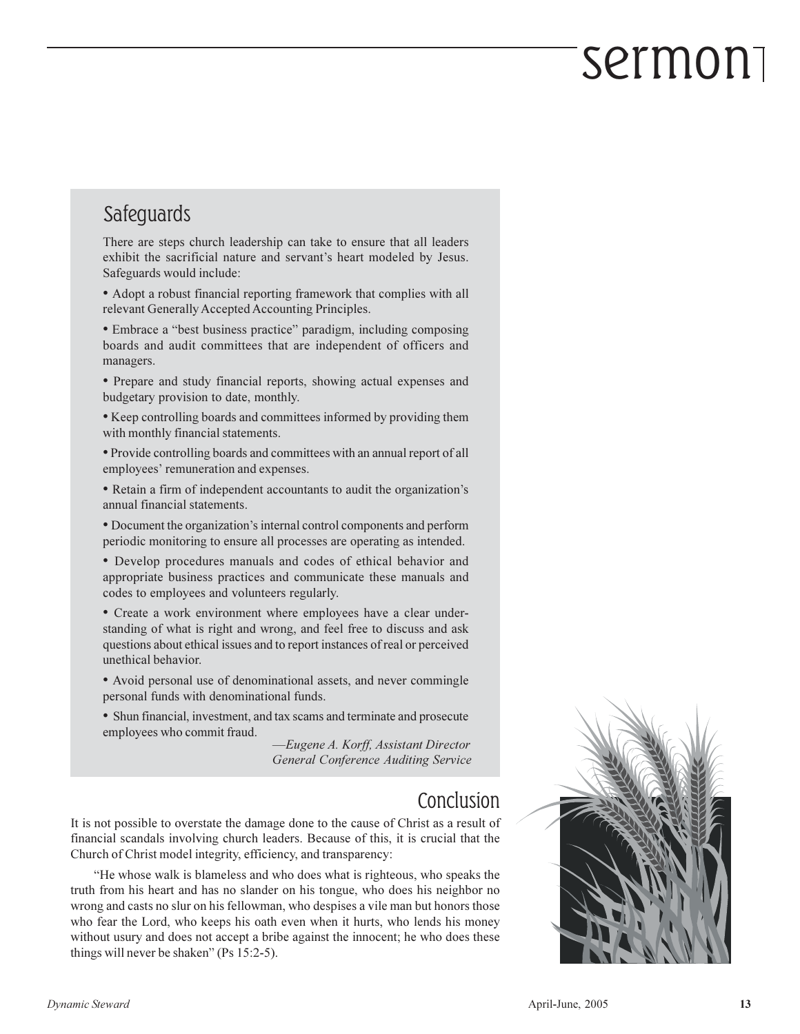## Safeguards

There are steps church leadership can take to ensure that all leaders exhibit the sacrificial nature and servant's heart modeled by Jesus. Safeguards would include:

- Adopt a robust financial reporting framework that complies with all relevant Generally Accepted Accounting Principles.
- Embrace a "best business practice" paradigm, including composing boards and audit committees that are independent of officers and managers.
- Prepare and study financial reports, showing actual expenses and budgetary provision to date, monthly.
- Keep controlling boards and committees informed by providing them with monthly financial statements.
- Provide controlling boards and committees with an annual report of all employees' remuneration and expenses.
- Retain a firm of independent accountants to audit the organization's annual financial statements.
- Document the organization's internal control components and perform periodic monitoring to ensure all processes are operating as intended.
- Develop procedures manuals and codes of ethical behavior and appropriate business practices and communicate these manuals and codes to employees and volunteers regularly.
- Create a work environment where employees have a clear understanding of what is right and wrong, and feel free to discuss and ask questions about ethical issues and to report instances of real or perceived unethical behavior.
- Avoid personal use of denominational assets, and never commingle personal funds with denominational funds.
- Shun financial, investment, and tax scams and terminate and prosecute employees who commit fraud.

*—Eugene A. Korff, Assistant Director*
*General Conference Auditing Service*

## Conclusion

It is not possible to overstate the damage done to the cause of Christ as a result of financial scandals involving church leaders. Because of this, it is crucial that the Church of Christ model integrity, efficiency, and transparency:

"He whose walk is blameless and who does what is righteous, who speaks the truth from his heart and has no slander on his tongue, who does his neighbor no wrong and casts no slur on his fellowman, who despises a vile man but honors those who fear the Lord, who keeps his oath even when it hurts, who lends his money without usury and does not accept a bribe against the innocent; he who does these things will never be shaken" (Ps 15:2-5).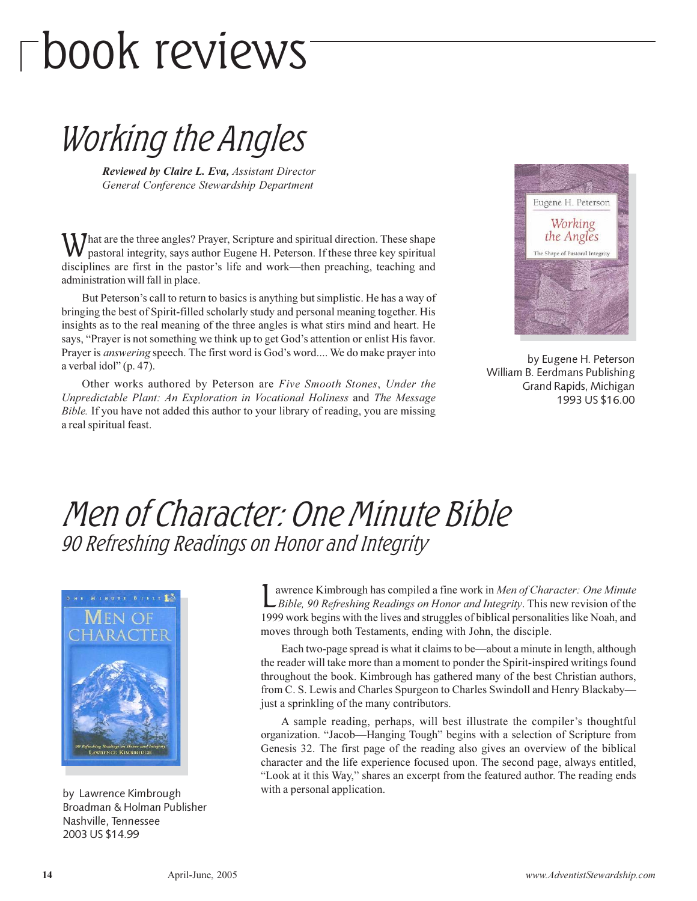# book reviews

## *Working the Angles*

***Reviewed by Claire L. Eva,*** *Assistant Director*
*General Conference Stewardship Department*

What are the three angles? Prayer, Scripture and spiritual direction. These shape pastoral integrity, says author Eugene H. Peterson. If these three key spiritual disciplines are first in the pastor's life and work—then preaching, teaching and administration will fall in place.

But Peterson's call to return to basics is anything but simplistic. He has a way of bringing the best of Spirit-filled scholarly study and personal meaning together. His insights as to the real meaning of the three angles is what stirs mind and heart. He says, "Prayer is not something we think up to get God's attention or enlist His favor. Prayer is *answering* speech. The first word is God's word.... We do make prayer into a verbal idol" (p. 47).

Other works authored by Peterson are *Five Smooth Stones*, *Under the Unpredictable Plant: An Exploration in Vocational Holiness* and *The Message Bible.* If you have not added this author to your library of reading, you are missing a real spiritual feast.

by Eugene H. Peterson
William B. Eerdmans Publishing
Grand Rapids, Michigan
1993 US $16.00

## *Men of Character: One Minute Bible*
### *90 Refreshing Readings on Honor and Integrity*

Lawrence Kimbrough has compiled a fine work in *Men of Character: One Minute Bible, 90 Refreshing Readings on Honor and Integrity*. This new revision of the 1999 work begins with the lives and struggles of biblical personalities like Noah, and moves through both Testaments, ending with John, the disciple.

Each two-page spread is what it claims to be—about a minute in length, although the reader will take more than a moment to ponder the Spirit-inspired writings found throughout the book. Kimbrough has gathered many of the best Christian authors, from C. S. Lewis and Charles Spurgeon to Charles Swindoll and Henry Blackaby—just a sprinkling of the many contributors.

A sample reading, perhaps, will best illustrate the compiler's thoughtful organization. "Jacob—Hanging Tough" begins with a selection of Scripture from Genesis 32. The first page of the reading also gives an overview of the biblical character and the life experience focused upon. The second page, always entitled, "Look at it this Way," shares an excerpt from the featured author. The reading ends with a personal application.

by Lawrence Kimbrough
Broadman & Holman Publisher
Nashville, Tennessee
2003 US $14.99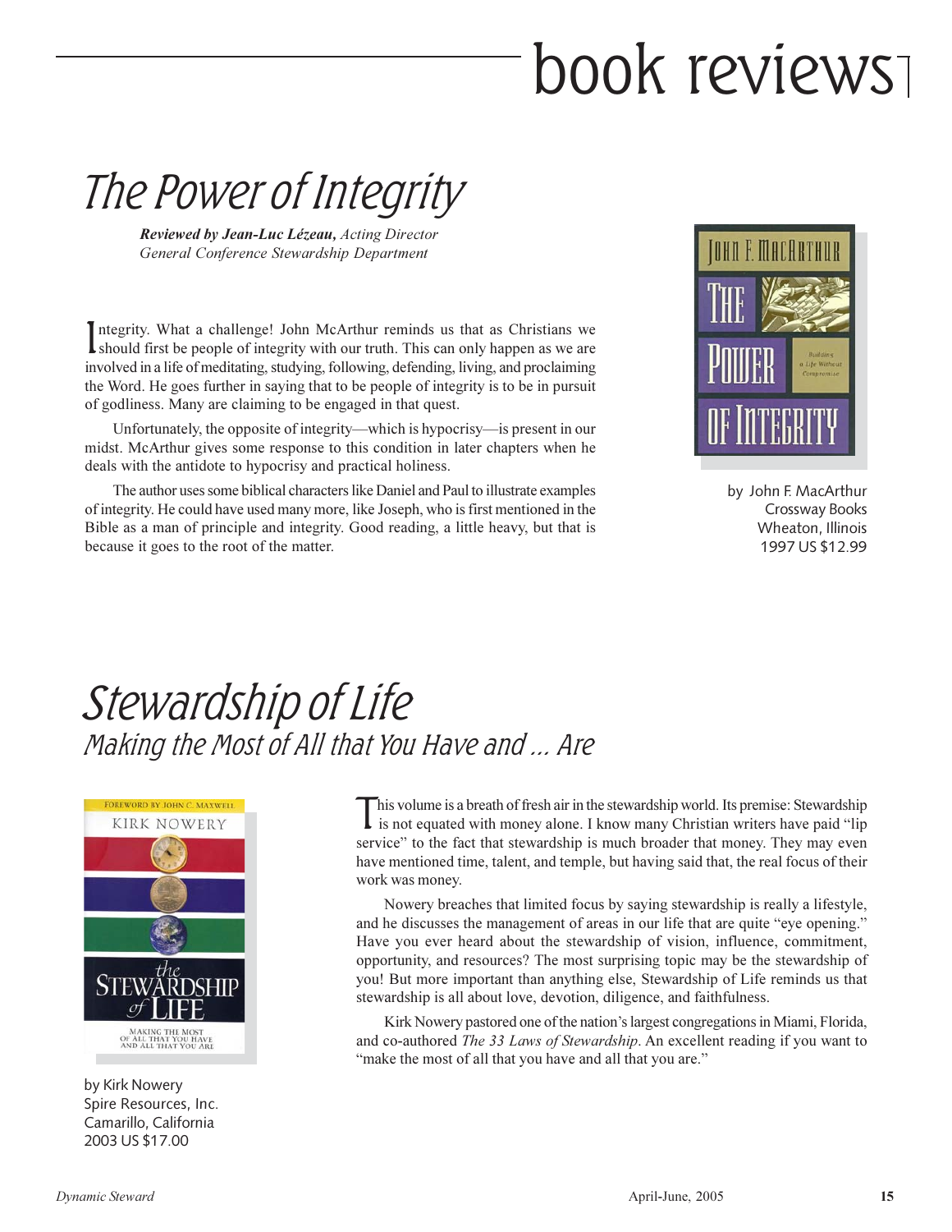# book reviews

## The Power of Integrity

***Reviewed by Jean-Luc Lézeau,*** *Acting Director General Conference Stewardship Department*

Integrity. What a challenge! John McArthur reminds us that as Christians we should first be people of integrity with our truth. This can only happen as we are involved in a life of meditating, studying, following, defending, living, and proclaiming the Word. He goes further in saying that to be people of integrity is to be in pursuit of godliness. Many are claiming to be engaged in that quest.

Unfortunately, the opposite of integrity—which is hypocrisy—is present in our midst. McArthur gives some response to this condition in later chapters when he deals with the antidote to hypocrisy and practical holiness.

The author uses some biblical characters like Daniel and Paul to illustrate examples of integrity. He could have used many more, like Joseph, who is first mentioned in the Bible as a man of principle and integrity. Good reading, a little heavy, but that is because it goes to the root of the matter.

by John F. MacArthur
Crossway Books
Wheaton, Illinois
1997 US $12.99

## Stewardship of Life

### Making the Most of All that You Have and ... Are

This volume is a breath of fresh air in the stewardship world. Its premise: Stewardship is not equated with money alone. I know many Christian writers have paid "lip service" to the fact that stewardship is much broader that money. They may even have mentioned time, talent, and temple, but having said that, the real focus of their work was money.

Nowery breaches that limited focus by saying stewardship is really a lifestyle, and he discusses the management of areas in our life that are quite "eye opening." Have you ever heard about the stewardship of vision, influence, commitment, opportunity, and resources? The most surprising topic may be the stewardship of you! But more important than anything else, Stewardship of Life reminds us that stewardship is all about love, devotion, diligence, and faithfulness.

Kirk Nowery pastored one of the nation's largest congregations in Miami, Florida, and co-authored *The 33 Laws of Stewardship*. An excellent reading if you want to "make the most of all that you have and all that you are."

by Kirk Nowery
Spire Resources, Inc.
Camarillo, California
2003 US $17.00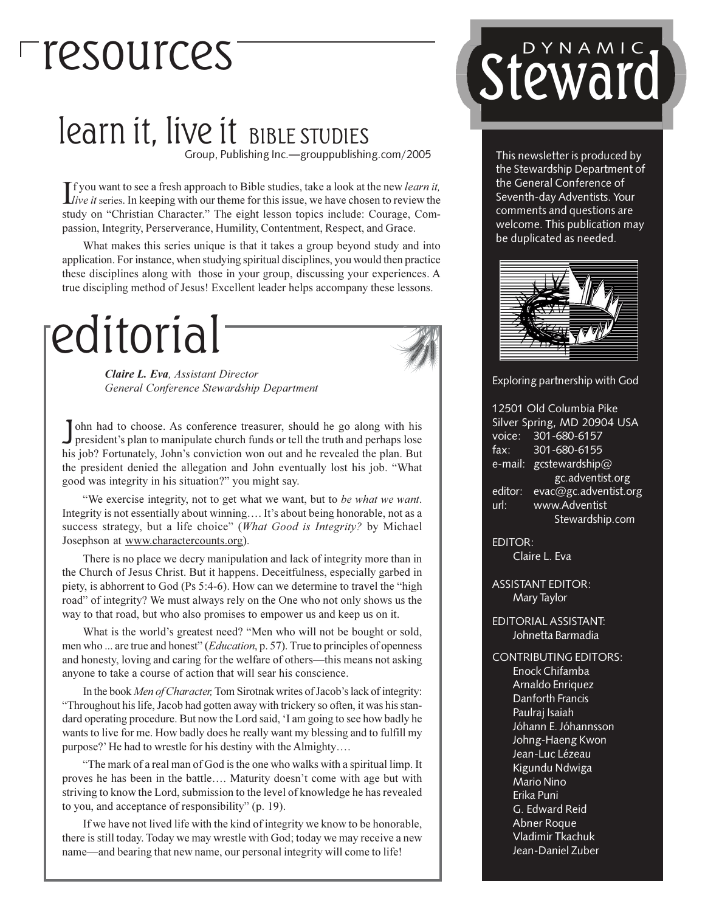# resources

## learn it, live it BIBLE STUDIES

Group, Publishing Inc.—grouppublishing.com/2005

If you want to see a fresh approach to Bible studies, take a look at the new *learn it, live it* series. In keeping with our theme for this issue, we have chosen to review the study on "Christian Character." The eight lesson topics include: Courage, Compassion, Integrity, Perserverance, Humility, Contentment, Respect, and Grace.

What makes this series unique is that it takes a group beyond study and into application. For instance, when studying spiritual disciplines, you would then practice these disciplines along with those in your group, discussing your experiences. A true discipling method of Jesus! Excellent leader helps accompany these lessons.

# editorial

***Claire L. Eva**, Assistant Director*
*General Conference Stewardship Department*

John had to choose. As conference treasurer, should he go along with his president's plan to manipulate church funds or tell the truth and perhaps lose his job? Fortunately, John's conviction won out and he revealed the plan. But the president denied the allegation and John eventually lost his job. "What good was integrity in his situation?" you might say.

"We exercise integrity, not to get what we want, but to *be what we want*. Integrity is not essentially about winning…. It's about being honorable, not as a success strategy, but a life choice" (*What Good is Integrity?* by Michael Josephson at www.charactercounts.org).

There is no place we decry manipulation and lack of integrity more than in the Church of Jesus Christ. But it happens. Deceitfulness, especially garbed in piety, is abhorrent to God (Ps 5:4-6). How can we determine to travel the "high road" of integrity? We must always rely on the One who not only shows us the way to that road, but who also promises to empower us and keep us on it.

What is the world's greatest need? "Men who will not be bought or sold, men who ... are true and honest" (*Education*, p. 57). True to principles of openness and honesty, loving and caring for the welfare of others—this means not asking anyone to take a course of action that will sear his conscience.

In the book *Men of Character,* Tom Sirotnak writes of Jacob's lack of integrity: "Throughout his life, Jacob had gotten away with trickery so often, it was his standard operating procedure. But now the Lord said, 'I am going to see how badly he wants to live for me. How badly does he really want my blessing and to fulfill my purpose?' He had to wrestle for his destiny with the Almighty….

"The mark of a real man of God is the one who walks with a spiritual limp. It proves he has been in the battle…. Maturity doesn't come with age but with striving to know the Lord, submission to the level of knowledge he has revealed to you, and acceptance of responsibility" (p. 19).

If we have not lived life with the kind of integrity we know to be honorable, there is still today. Today we may wrestle with God; today we may receive a new name—and bearing that new name, our personal integrity will come to life!

# DYNAMIC Steward

This newsletter is produced by the Stewardship Department of the General Conference of Seventh-day Adventists. Your comments and questions are welcome. This publication may be duplicated as needed.

Exploring partnership with God

12501 Old Columbia Pike
Silver Spring, MD 20904 USA
voice: 301-680-6157
fax: 301-680-6155
e-mail: gcstewardship@gc.adventist.org
editor: evac@gc.adventist.org
url: www.AdventistStewardship.com

EDITOR:
Claire L. Eva

ASSISTANT EDITOR:
Mary Taylor

EDITORIAL ASSISTANT:
Johnetta Barmadia

CONTRIBUTING EDITORS:
Enock Chifamba
Arnaldo Enriquez
Danforth Francis
Paulraj Isaiah
Jóhann E. Jóhannsson
Johng-Haeng Kwon
Jean-Luc Lézeau
Kigundu Ndwiga
Mario Nino
Erika Puni
G. Edward Reid
Abner Roque
Vladimir Tkachuk
Jean-Daniel Zuber